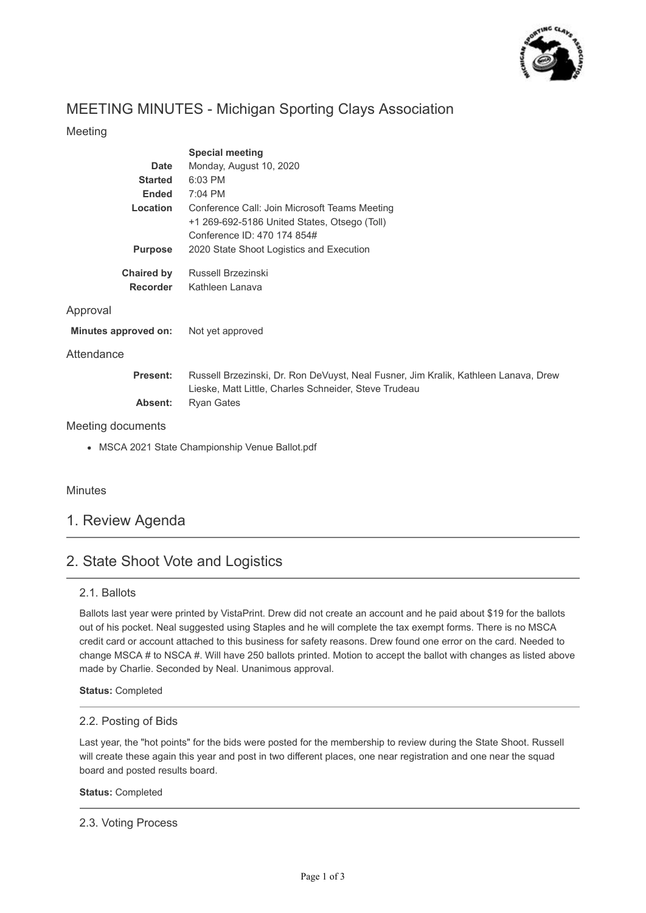# MEETING MINUTES - Michigan Sporting Clays Association

## Meeting

| | |
|---|---|
| | **Special meeting** |
| **Date** | Monday, August 10, 2020 |
| **Started** | 6:03 PM |
| **Ended** | 7:04 PM |
| **Location** | Conference Call: Join Microsoft Teams Meeting<br>+1 269-692-5186 United States, Otsego (Toll)<br>Conference ID: 470 174 854# |
| **Purpose** | 2020 State Shoot Logistics and Execution |
| **Chaired by** | Russell Brzezinski |
| **Recorder** | Kathleen Lanava |

## Approval

**Minutes approved on:** Not yet approved

## Attendance

**Present:** Russell Brzezinski, Dr. Ron DeVuyst, Neal Fusner, Jim Kralik, Kathleen Lanava, Drew Lieske, Matt Little, Charles Schneider, Steve Trudeau

**Absent:** Ryan Gates

## Meeting documents

- MSCA 2021 State Championship Venue Ballot.pdf

## Minutes

# 1. Review Agenda

# 2. State Shoot Vote and Logistics

### 2.1. Ballots

Ballots last year were printed by VistaPrint. Drew did not create an account and he paid about $19 for the ballots out of his pocket. Neal suggested using Staples and he will complete the tax exempt forms. There is no MSCA credit card or account attached to this business for safety reasons. Drew found one error on the card. Needed to change MSCA # to NSCA #. Will have 250 ballots printed. Motion to accept the ballot with changes as listed above made by Charlie. Seconded by Neal. Unanimous approval.

**Status:** Completed

### 2.2. Posting of Bids

Last year, the "hot points" for the bids were posted for the membership to review during the State Shoot. Russell will create these again this year and post in two different places, one near registration and one near the squad board and posted results board.

**Status:** Completed

### 2.3. Voting Process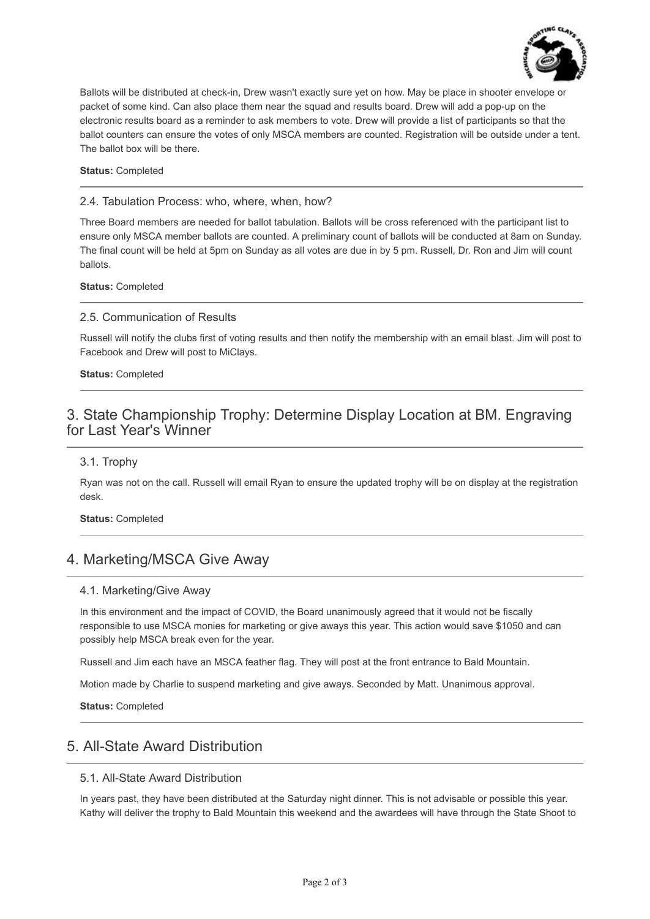Ballots will be distributed at check-in, Drew wasn't exactly sure yet on how. May be place in shooter envelope or packet of some kind. Can also place them near the squad and results board. Drew will add a pop-up on the electronic results board as a reminder to ask members to vote. Drew will provide a list of participants so that the ballot counters can ensure the votes of only MSCA members are counted. Registration will be outside under a tent. The ballot box will be there.

**Status:** Completed

### 2.4. Tabulation Process: who, where, when, how?

Three Board members are needed for ballot tabulation. Ballots will be cross referenced with the participant list to ensure only MSCA member ballots are counted. A preliminary count of ballots will be conducted at 8am on Sunday. The final count will be held at 5pm on Sunday as all votes are due in by 5 pm. Russell, Dr. Ron and Jim will count ballots.

**Status:** Completed

### 2.5. Communication of Results

Russell will notify the clubs first of voting results and then notify the membership with an email blast. Jim will post to Facebook and Drew will post to MiClays.

**Status:** Completed

## 3. State Championship Trophy: Determine Display Location at BM. Engraving for Last Year's Winner

### 3.1. Trophy

Ryan was not on the call. Russell will email Ryan to ensure the updated trophy will be on display at the registration desk.

**Status:** Completed

## 4. Marketing/MSCA Give Away

### 4.1. Marketing/Give Away

In this environment and the impact of COVID, the Board unanimously agreed that it would not be fiscally responsible to use MSCA monies for marketing or give aways this year. This action would save $1050 and can possibly help MSCA break even for the year.

Russell and Jim each have an MSCA feather flag. They will post at the front entrance to Bald Mountain.

Motion made by Charlie to suspend marketing and give aways. Seconded by Matt. Unanimous approval.

**Status:** Completed

## 5. All-State Award Distribution

### 5.1. All-State Award Distribution

In years past, they have been distributed at the Saturday night dinner. This is not advisable or possible this year. Kathy will deliver the trophy to Bald Mountain this weekend and the awardees will have through the State Shoot to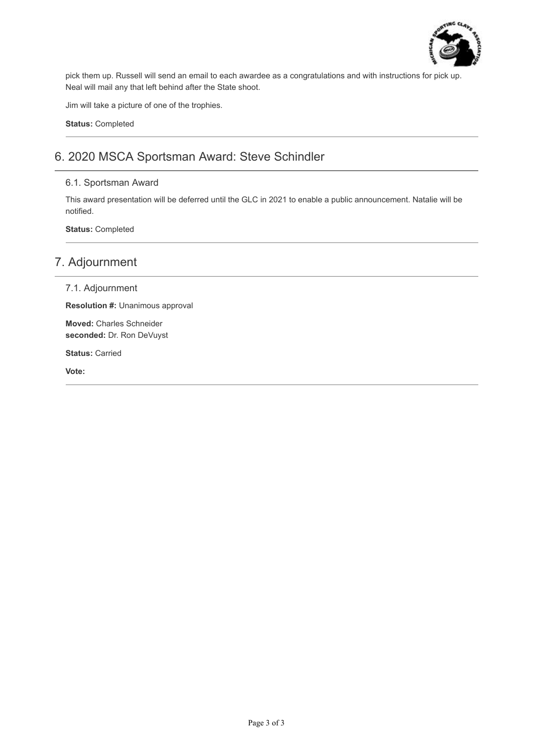pick them up. Russell will send an email to each awardee as a congratulations and with instructions for pick up. Neal will mail any that left behind after the State shoot.

Jim will take a picture of one of the trophies.

**Status:** Completed

## 6. 2020 MSCA Sportsman Award: Steve Schindler

### 6.1. Sportsman Award

This award presentation will be deferred until the GLC in 2021 to enable a public announcement. Natalie will be notified.

**Status:** Completed

## 7. Adjournment

### 7.1. Adjournment

**Resolution #:** Unanimous approval

**Moved:** Charles Schneider
**seconded:** Dr. Ron DeVuyst

**Status:** Carried

**Vote:**